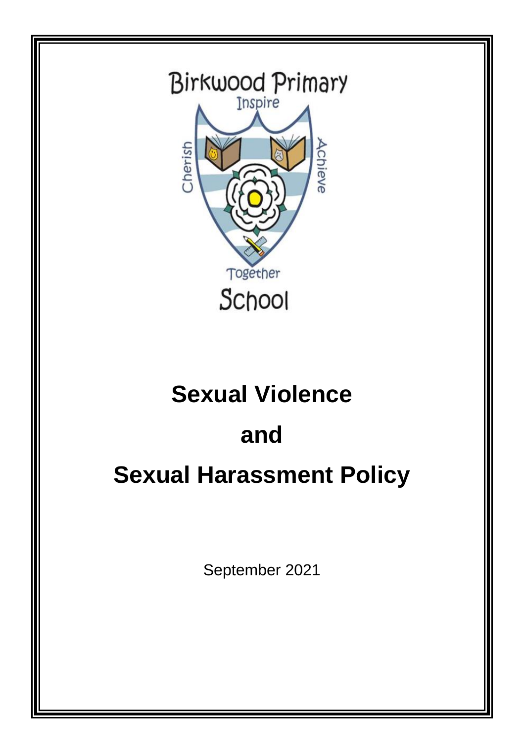Birkwood Primary

Inspire

Cherish

Achieve

Together

School

# Sexual Violence

# and

# Sexual Harassment Policy

September 2021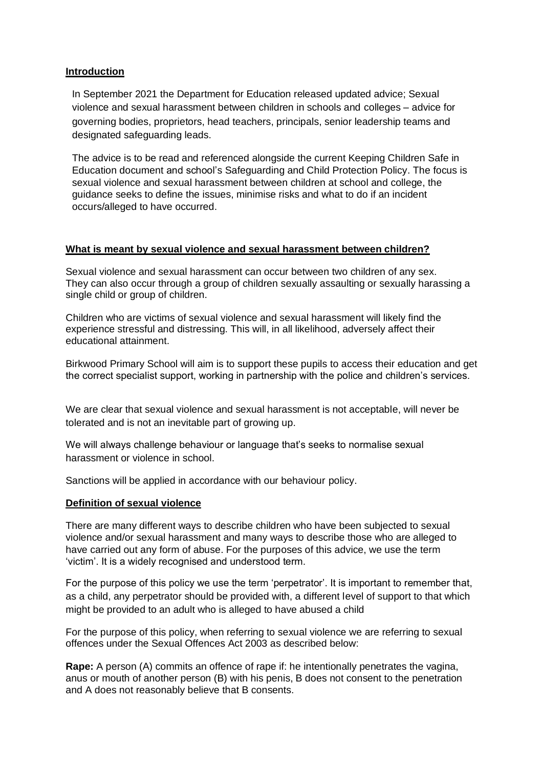**Introduction**

In September 2021 the Department for Education released updated advice; Sexual violence and sexual harassment between children in schools and colleges – advice for governing bodies, proprietors, head teachers, principals, senior leadership teams and designated safeguarding leads.

The advice is to be read and referenced alongside the current Keeping Children Safe in Education document and school's Safeguarding and Child Protection Policy. The focus is sexual violence and sexual harassment between children at school and college, the guidance seeks to define the issues, minimise risks and what to do if an incident occurs/alleged to have occurred.

**What is meant by sexual violence and sexual harassment between children?**

Sexual violence and sexual harassment can occur between two children of any sex. They can also occur through a group of children sexually assaulting or sexually harassing a single child or group of children.

Children who are victims of sexual violence and sexual harassment will likely find the experience stressful and distressing. This will, in all likelihood, adversely affect their educational attainment.

Birkwood Primary School will aim is to support these pupils to access their education and get the correct specialist support, working in partnership with the police and children's services.

We are clear that sexual violence and sexual harassment is not acceptable, will never be tolerated and is not an inevitable part of growing up.

We will always challenge behaviour or language that's seeks to normalise sexual harassment or violence in school.

Sanctions will be applied in accordance with our behaviour policy.

**Definition of sexual violence**

There are many different ways to describe children who have been subjected to sexual violence and/or sexual harassment and many ways to describe those who are alleged to have carried out any form of abuse. For the purposes of this advice, we use the term 'victim'. It is a widely recognised and understood term.

For the purpose of this policy we use the term 'perpetrator'. It is important to remember that, as a child, any perpetrator should be provided with, a different level of support to that which might be provided to an adult who is alleged to have abused a child

For the purpose of this policy, when referring to sexual violence we are referring to sexual offences under the Sexual Offences Act 2003 as described below:

**Rape:** A person (A) commits an offence of rape if: he intentionally penetrates the vagina, anus or mouth of another person (B) with his penis, B does not consent to the penetration and A does not reasonably believe that B consents.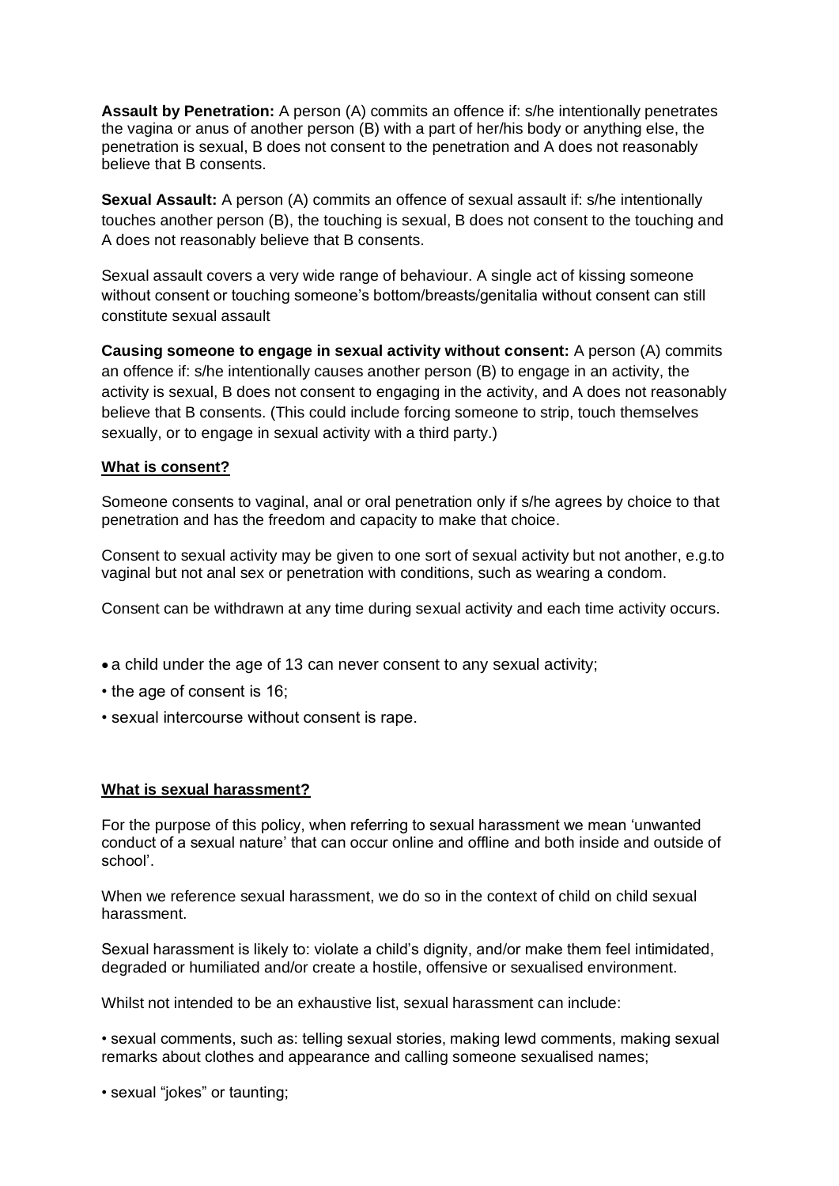**Assault by Penetration:** A person (A) commits an offence if: s/he intentionally penetrates the vagina or anus of another person (B) with a part of her/his body or anything else, the penetration is sexual, B does not consent to the penetration and A does not reasonably believe that B consents.

**Sexual Assault:** A person (A) commits an offence of sexual assault if: s/he intentionally touches another person (B), the touching is sexual, B does not consent to the touching and A does not reasonably believe that B consents.

Sexual assault covers a very wide range of behaviour. A single act of kissing someone without consent or touching someone's bottom/breasts/genitalia without consent can still constitute sexual assault

**Causing someone to engage in sexual activity without consent:** A person (A) commits an offence if: s/he intentionally causes another person (B) to engage in an activity, the activity is sexual, B does not consent to engaging in the activity, and A does not reasonably believe that B consents. (This could include forcing someone to strip, touch themselves sexually, or to engage in sexual activity with a third party.)

**<u>What is consent?</u>**

Someone consents to vaginal, anal or oral penetration only if s/he agrees by choice to that penetration and has the freedom and capacity to make that choice.

Consent to sexual activity may be given to one sort of sexual activity but not another, e.g.to vaginal but not anal sex or penetration with conditions, such as wearing a condom.

Consent can be withdrawn at any time during sexual activity and each time activity occurs.

- a child under the age of 13 can never consent to any sexual activity;
- the age of consent is 16;
- sexual intercourse without consent is rape.

**<u>What is sexual harassment?</u>**

For the purpose of this policy, when referring to sexual harassment we mean 'unwanted conduct of a sexual nature' that can occur online and offline and both inside and outside of school'.

When we reference sexual harassment, we do so in the context of child on child sexual harassment.

Sexual harassment is likely to: violate a child's dignity, and/or make them feel intimidated, degraded or humiliated and/or create a hostile, offensive or sexualised environment.

Whilst not intended to be an exhaustive list, sexual harassment can include:

- sexual comments, such as: telling sexual stories, making lewd comments, making sexual remarks about clothes and appearance and calling someone sexualised names;
- sexual "jokes" or taunting;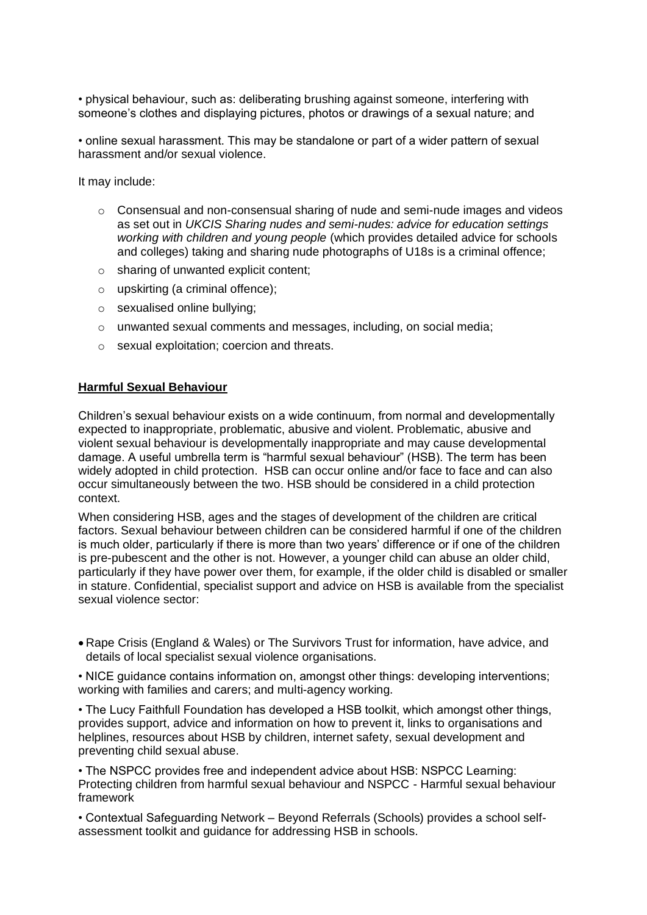• physical behaviour, such as: deliberating brushing against someone, interfering with someone's clothes and displaying pictures, photos or drawings of a sexual nature; and

• online sexual harassment. This may be standalone or part of a wider pattern of sexual harassment and/or sexual violence.

It may include:

- Consensual and non-consensual sharing of nude and semi-nude images and videos as set out in *UKCIS Sharing nudes and semi-nudes: advice for education settings working with children and young people* (which provides detailed advice for schools and colleges) taking and sharing nude photographs of U18s is a criminal offence;
- sharing of unwanted explicit content;
- upskirting (a criminal offence);
- sexualised online bullying;
- unwanted sexual comments and messages, including, on social media;
- sexual exploitation; coercion and threats.

**Harmful Sexual Behaviour**

Children's sexual behaviour exists on a wide continuum, from normal and developmentally expected to inappropriate, problematic, abusive and violent. Problematic, abusive and violent sexual behaviour is developmentally inappropriate and may cause developmental damage. A useful umbrella term is "harmful sexual behaviour" (HSB). The term has been widely adopted in child protection. HSB can occur online and/or face to face and can also occur simultaneously between the two. HSB should be considered in a child protection context.

When considering HSB, ages and the stages of development of the children are critical factors. Sexual behaviour between children can be considered harmful if one of the children is much older, particularly if there is more than two years' difference or if one of the children is pre-pubescent and the other is not. However, a younger child can abuse an older child, particularly if they have power over them, for example, if the older child is disabled or smaller in stature. Confidential, specialist support and advice on HSB is available from the specialist sexual violence sector:

- Rape Crisis (England & Wales) or The Survivors Trust for information, have advice, and details of local specialist sexual violence organisations.

• NICE guidance contains information on, amongst other things: developing interventions; working with families and carers; and multi-agency working.

• The Lucy Faithfull Foundation has developed a HSB toolkit, which amongst other things, provides support, advice and information on how to prevent it, links to organisations and helplines, resources about HSB by children, internet safety, sexual development and preventing child sexual abuse.

• The NSPCC provides free and independent advice about HSB: NSPCC Learning: Protecting children from harmful sexual behaviour and NSPCC - Harmful sexual behaviour framework

• Contextual Safeguarding Network – Beyond Referrals (Schools) provides a school self-assessment toolkit and guidance for addressing HSB in schools.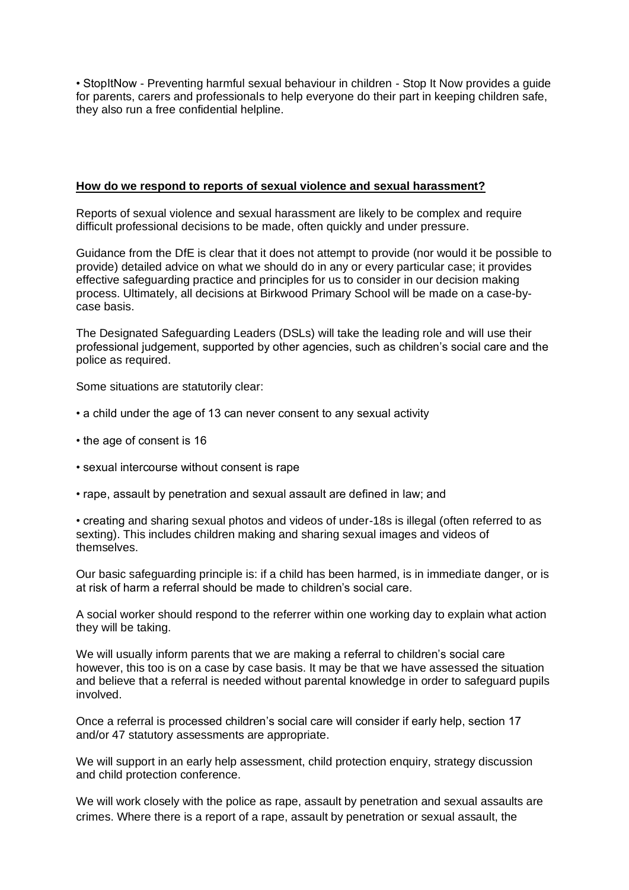• StopItNow - Preventing harmful sexual behaviour in children - Stop It Now provides a guide for parents, carers and professionals to help everyone do their part in keeping children safe, they also run a free confidential helpline.

**How do we respond to reports of sexual violence and sexual harassment?**

Reports of sexual violence and sexual harassment are likely to be complex and require difficult professional decisions to be made, often quickly and under pressure.

Guidance from the DfE is clear that it does not attempt to provide (nor would it be possible to provide) detailed advice on what we should do in any or every particular case; it provides effective safeguarding practice and principles for us to consider in our decision making process. Ultimately, all decisions at Birkwood Primary School will be made on a case-by-case basis.

The Designated Safeguarding Leaders (DSLs) will take the leading role and will use their professional judgement, supported by other agencies, such as children's social care and the police as required.

Some situations are statutorily clear:

• a child under the age of 13 can never consent to any sexual activity

• the age of consent is 16

• sexual intercourse without consent is rape

• rape, assault by penetration and sexual assault are defined in law; and

• creating and sharing sexual photos and videos of under-18s is illegal (often referred to as sexting). This includes children making and sharing sexual images and videos of themselves.

Our basic safeguarding principle is: if a child has been harmed, is in immediate danger, or is at risk of harm a referral should be made to children's social care.

A social worker should respond to the referrer within one working day to explain what action they will be taking.

We will usually inform parents that we are making a referral to children's social care however, this too is on a case by case basis. It may be that we have assessed the situation and believe that a referral is needed without parental knowledge in order to safeguard pupils involved.

Once a referral is processed children's social care will consider if early help, section 17 and/or 47 statutory assessments are appropriate.

We will support in an early help assessment, child protection enquiry, strategy discussion and child protection conference.

We will work closely with the police as rape, assault by penetration and sexual assaults are crimes. Where there is a report of a rape, assault by penetration or sexual assault, the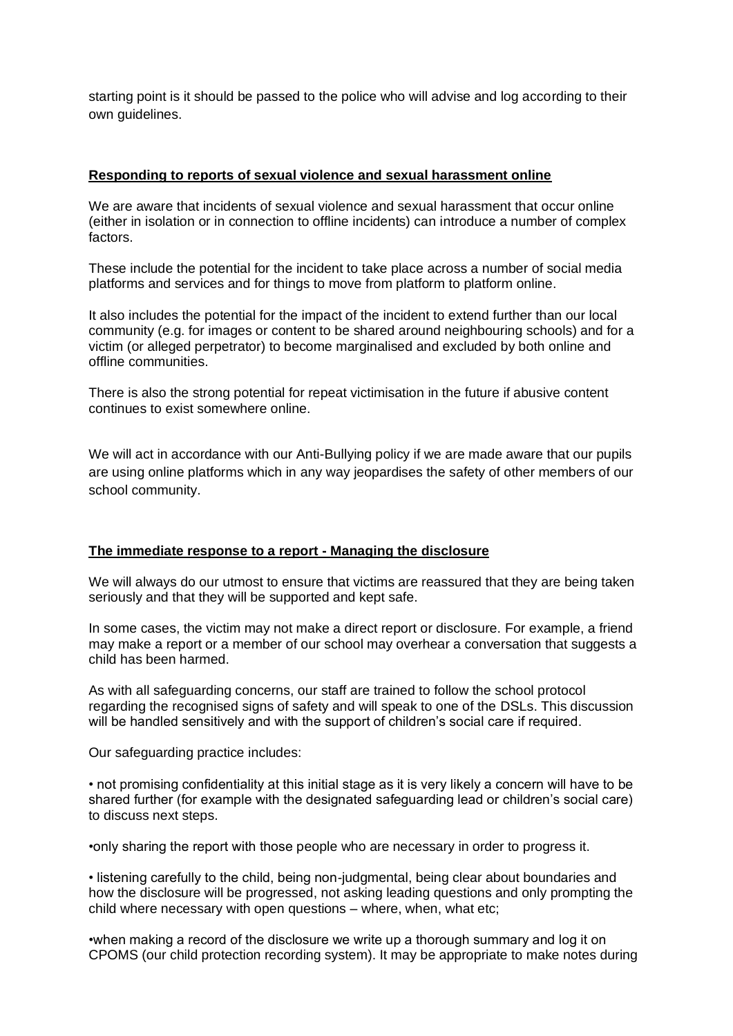starting point is it should be passed to the police who will advise and log according to their own guidelines.

**Responding to reports of sexual violence and sexual harassment online**

We are aware that incidents of sexual violence and sexual harassment that occur online (either in isolation or in connection to offline incidents) can introduce a number of complex factors.

These include the potential for the incident to take place across a number of social media platforms and services and for things to move from platform to platform online.

It also includes the potential for the impact of the incident to extend further than our local community (e.g. for images or content to be shared around neighbouring schools) and for a victim (or alleged perpetrator) to become marginalised and excluded by both online and offline communities.

There is also the strong potential for repeat victimisation in the future if abusive content continues to exist somewhere online.

We will act in accordance with our Anti-Bullying policy if we are made aware that our pupils are using online platforms which in any way jeopardises the safety of other members of our school community.

**The immediate response to a report - Managing the disclosure**

We will always do our utmost to ensure that victims are reassured that they are being taken seriously and that they will be supported and kept safe.

In some cases, the victim may not make a direct report or disclosure. For example, a friend may make a report or a member of our school may overhear a conversation that suggests a child has been harmed.

As with all safeguarding concerns, our staff are trained to follow the school protocol regarding the recognised signs of safety and will speak to one of the DSLs. This discussion will be handled sensitively and with the support of children's social care if required.

Our safeguarding practice includes:

- not promising confidentiality at this initial stage as it is very likely a concern will have to be shared further (for example with the designated safeguarding lead or children's social care) to discuss next steps.
- only sharing the report with those people who are necessary in order to progress it.
- listening carefully to the child, being non-judgmental, being clear about boundaries and how the disclosure will be progressed, not asking leading questions and only prompting the child where necessary with open questions – where, when, what etc;
- when making a record of the disclosure we write up a thorough summary and log it on CPOMS (our child protection recording system). It may be appropriate to make notes during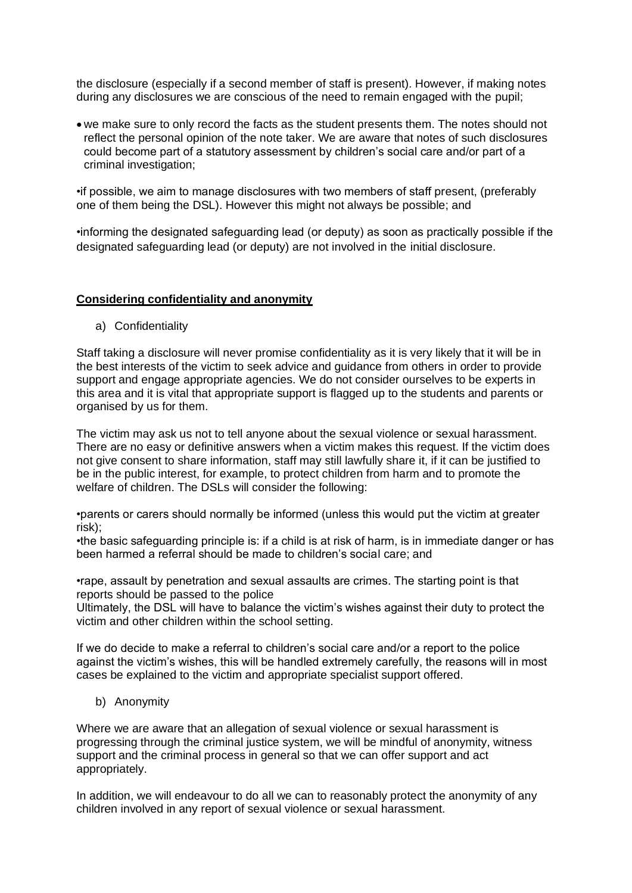the disclosure (especially if a second member of staff is present). However, if making notes during any disclosures we are conscious of the need to remain engaged with the pupil;

- we make sure to only record the facts as the student presents them. The notes should not reflect the personal opinion of the note taker. We are aware that notes of such disclosures could become part of a statutory assessment by children's social care and/or part of a criminal investigation;

•if possible, we aim to manage disclosures with two members of staff present, (preferably one of them being the DSL). However this might not always be possible; and

•informing the designated safeguarding lead (or deputy) as soon as practically possible if the designated safeguarding lead (or deputy) are not involved in the initial disclosure.

**Considering confidentiality and anonymity**

a) Confidentiality

Staff taking a disclosure will never promise confidentiality as it is very likely that it will be in the best interests of the victim to seek advice and guidance from others in order to provide support and engage appropriate agencies. We do not consider ourselves to be experts in this area and it is vital that appropriate support is flagged up to the students and parents or organised by us for them.

The victim may ask us not to tell anyone about the sexual violence or sexual harassment. There are no easy or definitive answers when a victim makes this request. If the victim does not give consent to share information, staff may still lawfully share it, if it can be justified to be in the public interest, for example, to protect children from harm and to promote the welfare of children. The DSLs will consider the following:

•parents or carers should normally be informed (unless this would put the victim at greater risk);
•the basic safeguarding principle is: if a child is at risk of harm, is in immediate danger or has been harmed a referral should be made to children's social care; and

•rape, assault by penetration and sexual assaults are crimes. The starting point is that reports should be passed to the police
Ultimately, the DSL will have to balance the victim's wishes against their duty to protect the victim and other children within the school setting.

If we do decide to make a referral to children's social care and/or a report to the police against the victim's wishes, this will be handled extremely carefully, the reasons will in most cases be explained to the victim and appropriate specialist support offered.

b) Anonymity

Where we are aware that an allegation of sexual violence or sexual harassment is progressing through the criminal justice system, we will be mindful of anonymity, witness support and the criminal process in general so that we can offer support and act appropriately.

In addition, we will endeavour to do all we can to reasonably protect the anonymity of any children involved in any report of sexual violence or sexual harassment.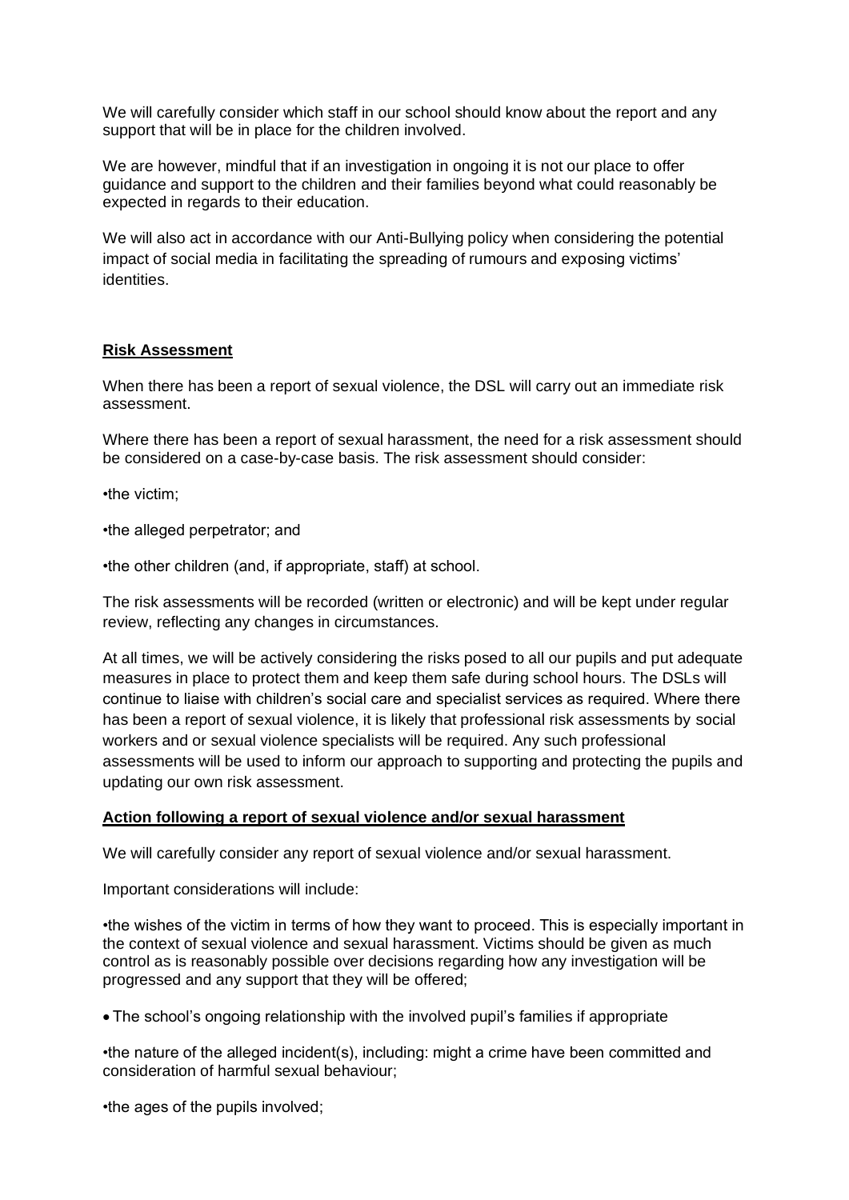We will carefully consider which staff in our school should know about the report and any support that will be in place for the children involved.

We are however, mindful that if an investigation in ongoing it is not our place to offer guidance and support to the children and their families beyond what could reasonably be expected in regards to their education.

We will also act in accordance with our Anti-Bullying policy when considering the potential impact of social media in facilitating the spreading of rumours and exposing victims' identities.

## Risk Assessment

When there has been a report of sexual violence, the DSL will carry out an immediate risk assessment.

Where there has been a report of sexual harassment, the need for a risk assessment should be considered on a case-by-case basis. The risk assessment should consider:

- the victim;
- the alleged perpetrator; and
- the other children (and, if appropriate, staff) at school.

The risk assessments will be recorded (written or electronic) and will be kept under regular review, reflecting any changes in circumstances.

At all times, we will be actively considering the risks posed to all our pupils and put adequate measures in place to protect them and keep them safe during school hours. The DSLs will continue to liaise with children's social care and specialist services as required. Where there has been a report of sexual violence, it is likely that professional risk assessments by social workers and or sexual violence specialists will be required. Any such professional assessments will be used to inform our approach to supporting and protecting the pupils and updating our own risk assessment.

## Action following a report of sexual violence and/or sexual harassment

We will carefully consider any report of sexual violence and/or sexual harassment.

Important considerations will include:

- the wishes of the victim in terms of how they want to proceed. This is especially important in the context of sexual violence and sexual harassment. Victims should be given as much control as is reasonably possible over decisions regarding how any investigation will be progressed and any support that they will be offered;
- The school's ongoing relationship with the involved pupil's families if appropriate
- the nature of the alleged incident(s), including: might a crime have been committed and consideration of harmful sexual behaviour;
- the ages of the pupils involved;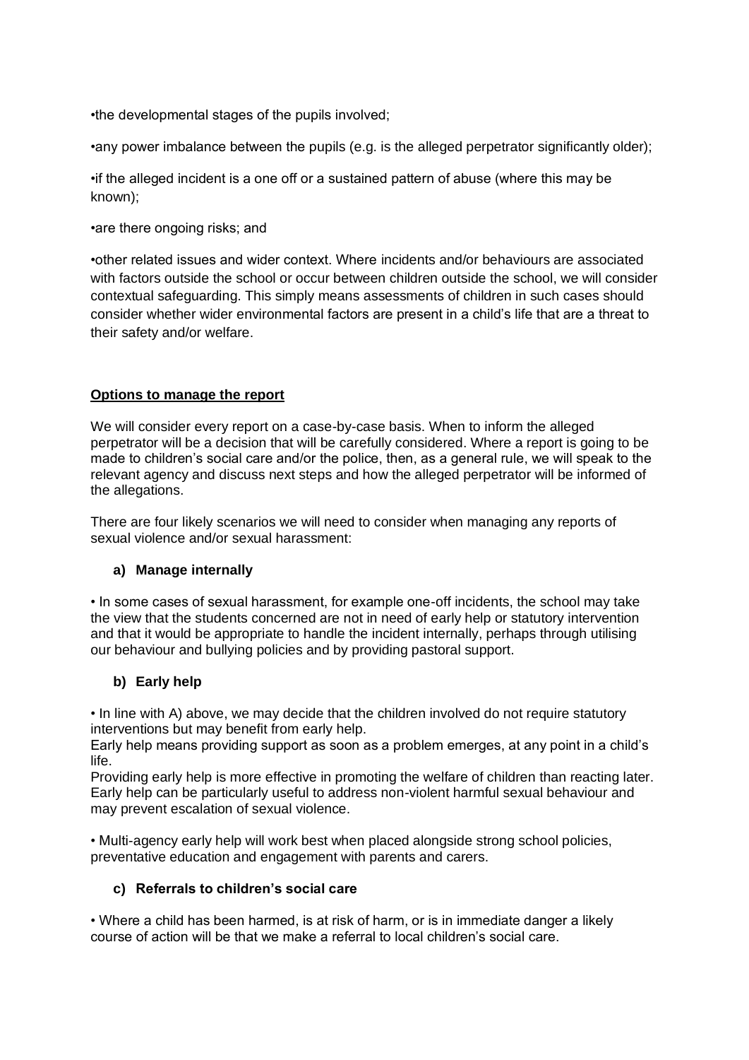•the developmental stages of the pupils involved;

•any power imbalance between the pupils (e.g. is the alleged perpetrator significantly older);

•if the alleged incident is a one off or a sustained pattern of abuse (where this may be known);

•are there ongoing risks; and

•other related issues and wider context. Where incidents and/or behaviours are associated with factors outside the school or occur between children outside the school, we will consider contextual safeguarding. This simply means assessments of children in such cases should consider whether wider environmental factors are present in a child's life that are a threat to their safety and/or welfare.

**Options to manage the report**

We will consider every report on a case-by-case basis. When to inform the alleged perpetrator will be a decision that will be carefully considered. Where a report is going to be made to children's social care and/or the police, then, as a general rule, we will speak to the relevant agency and discuss next steps and how the alleged perpetrator will be informed of the allegations.

There are four likely scenarios we will need to consider when managing any reports of sexual violence and/or sexual harassment:

**a) Manage internally**

• In some cases of sexual harassment, for example one-off incidents, the school may take the view that the students concerned are not in need of early help or statutory intervention and that it would be appropriate to handle the incident internally, perhaps through utilising our behaviour and bullying policies and by providing pastoral support.

**b) Early help**

• In line with A) above, we may decide that the children involved do not require statutory interventions but may benefit from early help.
Early help means providing support as soon as a problem emerges, at any point in a child's life.
Providing early help is more effective in promoting the welfare of children than reacting later. Early help can be particularly useful to address non-violent harmful sexual behaviour and may prevent escalation of sexual violence.

• Multi-agency early help will work best when placed alongside strong school policies, preventative education and engagement with parents and carers.

**c) Referrals to children's social care**

• Where a child has been harmed, is at risk of harm, or is in immediate danger a likely course of action will be that we make a referral to local children's social care.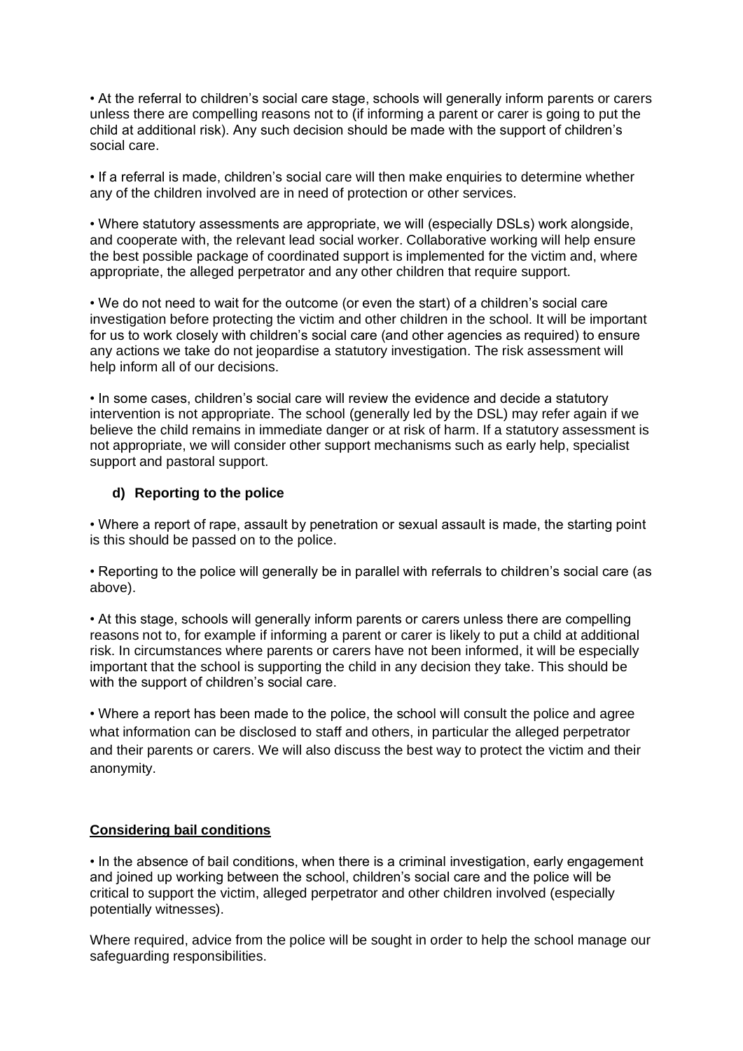• At the referral to children's social care stage, schools will generally inform parents or carers unless there are compelling reasons not to (if informing a parent or carer is going to put the child at additional risk). Any such decision should be made with the support of children's social care.

• If a referral is made, children's social care will then make enquiries to determine whether any of the children involved are in need of protection or other services.

• Where statutory assessments are appropriate, we will (especially DSLs) work alongside, and cooperate with, the relevant lead social worker. Collaborative working will help ensure the best possible package of coordinated support is implemented for the victim and, where appropriate, the alleged perpetrator and any other children that require support.

• We do not need to wait for the outcome (or even the start) of a children's social care investigation before protecting the victim and other children in the school. It will be important for us to work closely with children's social care (and other agencies as required) to ensure any actions we take do not jeopardise a statutory investigation. The risk assessment will help inform all of our decisions.

• In some cases, children's social care will review the evidence and decide a statutory intervention is not appropriate. The school (generally led by the DSL) may refer again if we believe the child remains in immediate danger or at risk of harm. If a statutory assessment is not appropriate, we will consider other support mechanisms such as early help, specialist support and pastoral support.

**d) Reporting to the police**

• Where a report of rape, assault by penetration or sexual assault is made, the starting point is this should be passed on to the police.

• Reporting to the police will generally be in parallel with referrals to children's social care (as above).

• At this stage, schools will generally inform parents or carers unless there are compelling reasons not to, for example if informing a parent or carer is likely to put a child at additional risk. In circumstances where parents or carers have not been informed, it will be especially important that the school is supporting the child in any decision they take. This should be with the support of children's social care.

• Where a report has been made to the police, the school will consult the police and agree what information can be disclosed to staff and others, in particular the alleged perpetrator and their parents or carers. We will also discuss the best way to protect the victim and their anonymity.

**Considering bail conditions**

• In the absence of bail conditions, when there is a criminal investigation, early engagement and joined up working between the school, children's social care and the police will be critical to support the victim, alleged perpetrator and other children involved (especially potentially witnesses).

Where required, advice from the police will be sought in order to help the school manage our safeguarding responsibilities.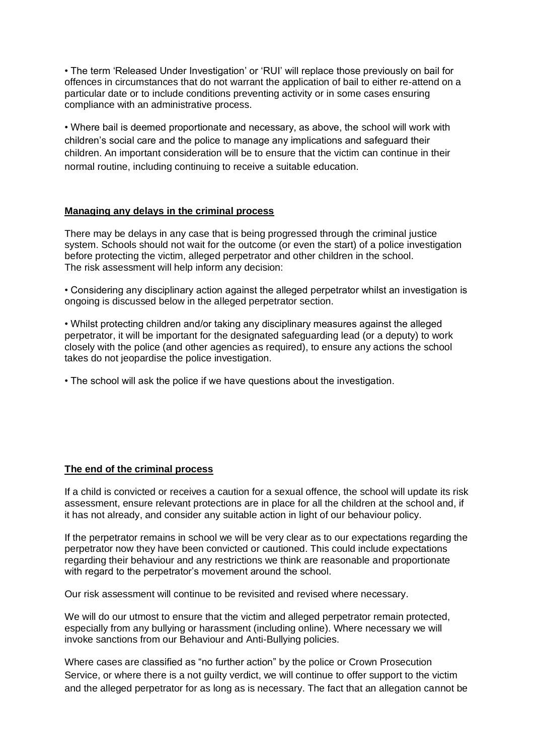• The term 'Released Under Investigation' or 'RUI' will replace those previously on bail for offences in circumstances that do not warrant the application of bail to either re-attend on a particular date or to include conditions preventing activity or in some cases ensuring compliance with an administrative process.

• Where bail is deemed proportionate and necessary, as above, the school will work with children's social care and the police to manage any implications and safeguard their children. An important consideration will be to ensure that the victim can continue in their normal routine, including continuing to receive a suitable education.

**Managing any delays in the criminal process**

There may be delays in any case that is being progressed through the criminal justice system. Schools should not wait for the outcome (or even the start) of a police investigation before protecting the victim, alleged perpetrator and other children in the school.
The risk assessment will help inform any decision:

• Considering any disciplinary action against the alleged perpetrator whilst an investigation is ongoing is discussed below in the alleged perpetrator section.

• Whilst protecting children and/or taking any disciplinary measures against the alleged perpetrator, it will be important for the designated safeguarding lead (or a deputy) to work closely with the police (and other agencies as required), to ensure any actions the school takes do not jeopardise the police investigation.

• The school will ask the police if we have questions about the investigation.

**The end of the criminal process**

If a child is convicted or receives a caution for a sexual offence, the school will update its risk assessment, ensure relevant protections are in place for all the children at the school and, if it has not already, and consider any suitable action in light of our behaviour policy.

If the perpetrator remains in school we will be very clear as to our expectations regarding the perpetrator now they have been convicted or cautioned. This could include expectations regarding their behaviour and any restrictions we think are reasonable and proportionate with regard to the perpetrator's movement around the school.

Our risk assessment will continue to be revisited and revised where necessary.

We will do our utmost to ensure that the victim and alleged perpetrator remain protected, especially from any bullying or harassment (including online). Where necessary we will invoke sanctions from our Behaviour and Anti-Bullying policies.

Where cases are classified as "no further action" by the police or Crown Prosecution Service, or where there is a not guilty verdict, we will continue to offer support to the victim and the alleged perpetrator for as long as is necessary. The fact that an allegation cannot be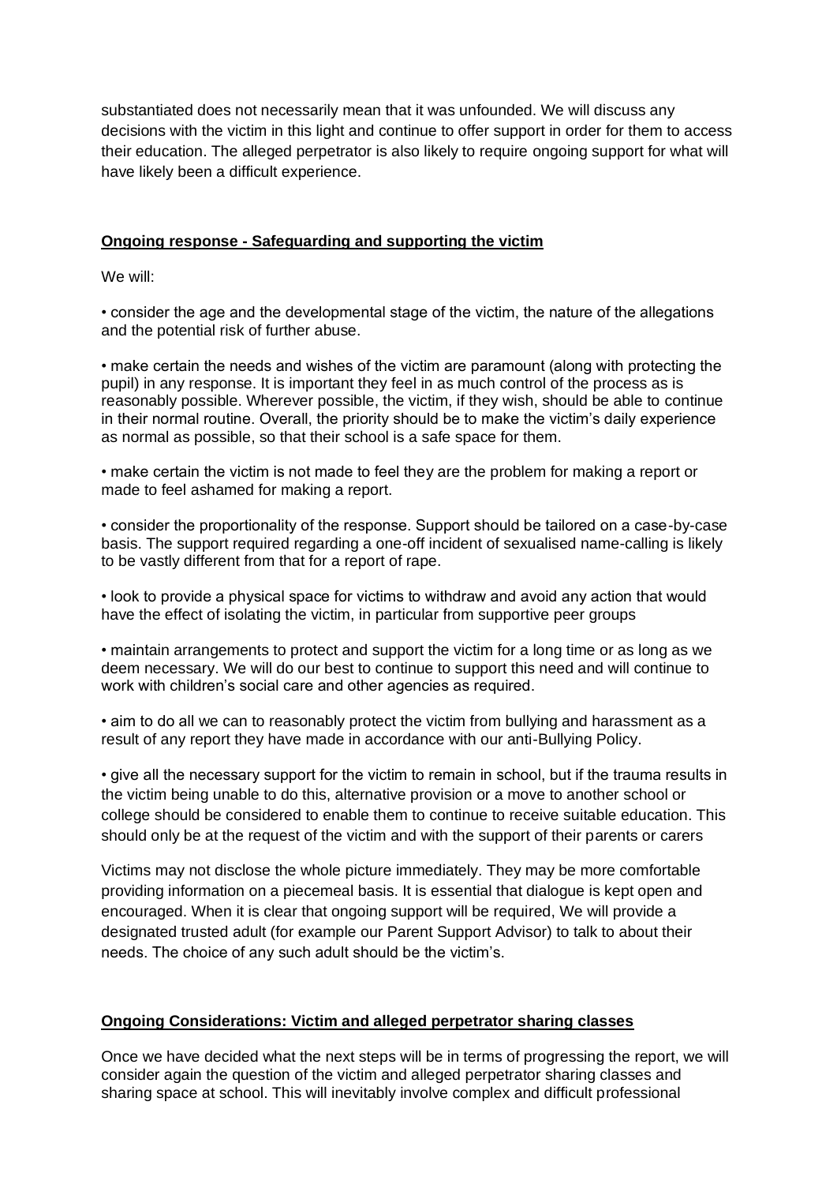substantiated does not necessarily mean that it was unfounded. We will discuss any decisions with the victim in this light and continue to offer support in order for them to access their education. The alleged perpetrator is also likely to require ongoing support for what will have likely been a difficult experience.

## Ongoing response - Safeguarding and supporting the victim

We will:

- consider the age and the developmental stage of the victim, the nature of the allegations and the potential risk of further abuse.

- make certain the needs and wishes of the victim are paramount (along with protecting the pupil) in any response. It is important they feel in as much control of the process as is reasonably possible. Wherever possible, the victim, if they wish, should be able to continue in their normal routine. Overall, the priority should be to make the victim's daily experience as normal as possible, so that their school is a safe space for them.

- make certain the victim is not made to feel they are the problem for making a report or made to feel ashamed for making a report.

- consider the proportionality of the response. Support should be tailored on a case-by-case basis. The support required regarding a one-off incident of sexualised name-calling is likely to be vastly different from that for a report of rape.

- look to provide a physical space for victims to withdraw and avoid any action that would have the effect of isolating the victim, in particular from supportive peer groups

- maintain arrangements to protect and support the victim for a long time or as long as we deem necessary. We will do our best to continue to support this need and will continue to work with children's social care and other agencies as required.

- aim to do all we can to reasonably protect the victim from bullying and harassment as a result of any report they have made in accordance with our anti-Bullying Policy.

- give all the necessary support for the victim to remain in school, but if the trauma results in the victim being unable to do this, alternative provision or a move to another school or college should be considered to enable them to continue to receive suitable education. This should only be at the request of the victim and with the support of their parents or carers

Victims may not disclose the whole picture immediately. They may be more comfortable providing information on a piecemeal basis. It is essential that dialogue is kept open and encouraged. When it is clear that ongoing support will be required, We will provide a designated trusted adult (for example our Parent Support Advisor) to talk to about their needs. The choice of any such adult should be the victim's.

## Ongoing Considerations: Victim and alleged perpetrator sharing classes

Once we have decided what the next steps will be in terms of progressing the report, we will consider again the question of the victim and alleged perpetrator sharing classes and sharing space at school. This will inevitably involve complex and difficult professional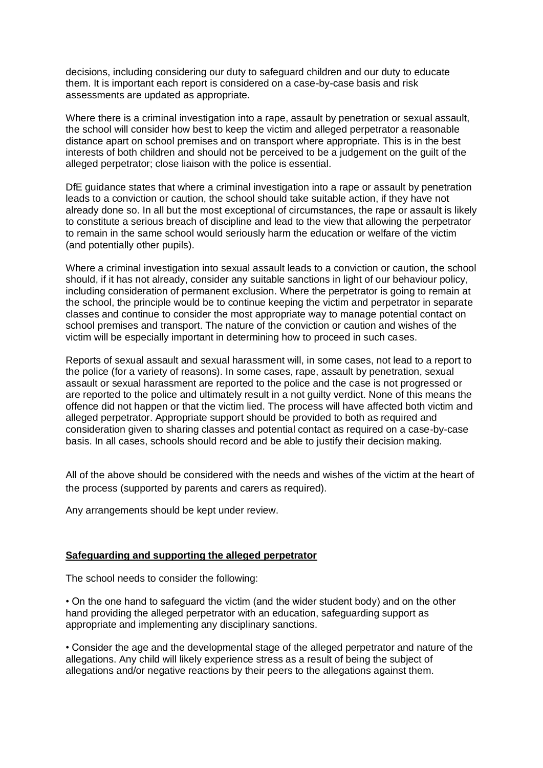decisions, including considering our duty to safeguard children and our duty to educate them. It is important each report is considered on a case-by-case basis and risk assessments are updated as appropriate.

Where there is a criminal investigation into a rape, assault by penetration or sexual assault, the school will consider how best to keep the victim and alleged perpetrator a reasonable distance apart on school premises and on transport where appropriate. This is in the best interests of both children and should not be perceived to be a judgement on the guilt of the alleged perpetrator; close liaison with the police is essential.

DfE guidance states that where a criminal investigation into a rape or assault by penetration leads to a conviction or caution, the school should take suitable action, if they have not already done so. In all but the most exceptional of circumstances, the rape or assault is likely to constitute a serious breach of discipline and lead to the view that allowing the perpetrator to remain in the same school would seriously harm the education or welfare of the victim (and potentially other pupils).

Where a criminal investigation into sexual assault leads to a conviction or caution, the school should, if it has not already, consider any suitable sanctions in light of our behaviour policy, including consideration of permanent exclusion. Where the perpetrator is going to remain at the school, the principle would be to continue keeping the victim and perpetrator in separate classes and continue to consider the most appropriate way to manage potential contact on school premises and transport. The nature of the conviction or caution and wishes of the victim will be especially important in determining how to proceed in such cases.

Reports of sexual assault and sexual harassment will, in some cases, not lead to a report to the police (for a variety of reasons). In some cases, rape, assault by penetration, sexual assault or sexual harassment are reported to the police and the case is not progressed or are reported to the police and ultimately result in a not guilty verdict. None of this means the offence did not happen or that the victim lied. The process will have affected both victim and alleged perpetrator. Appropriate support should be provided to both as required and consideration given to sharing classes and potential contact as required on a case-by-case basis. In all cases, schools should record and be able to justify their decision making.

All of the above should be considered with the needs and wishes of the victim at the heart of the process (supported by parents and carers as required).

Any arrangements should be kept under review.

**Safeguarding and supporting the alleged perpetrator**

The school needs to consider the following:

- On the one hand to safeguard the victim (and the wider student body) and on the other hand providing the alleged perpetrator with an education, safeguarding support as appropriate and implementing any disciplinary sanctions.

- Consider the age and the developmental stage of the alleged perpetrator and nature of the allegations. Any child will likely experience stress as a result of being the subject of allegations and/or negative reactions by their peers to the allegations against them.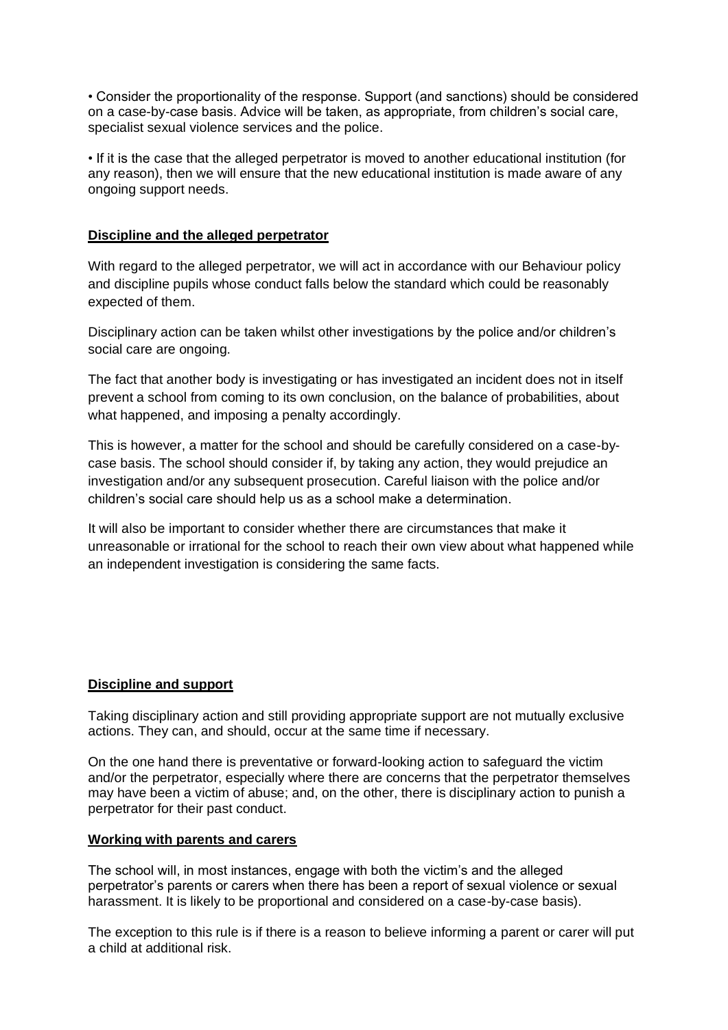- Consider the proportionality of the response. Support (and sanctions) should be considered on a case-by-case basis. Advice will be taken, as appropriate, from children's social care, specialist sexual violence services and the police.
- If it is the case that the alleged perpetrator is moved to another educational institution (for any reason), then we will ensure that the new educational institution is made aware of any ongoing support needs.

**Discipline and the alleged perpetrator**

With regard to the alleged perpetrator, we will act in accordance with our Behaviour policy and discipline pupils whose conduct falls below the standard which could be reasonably expected of them.

Disciplinary action can be taken whilst other investigations by the police and/or children's social care are ongoing.

The fact that another body is investigating or has investigated an incident does not in itself prevent a school from coming to its own conclusion, on the balance of probabilities, about what happened, and imposing a penalty accordingly.

This is however, a matter for the school and should be carefully considered on a case-by-case basis. The school should consider if, by taking any action, they would prejudice an investigation and/or any subsequent prosecution. Careful liaison with the police and/or children's social care should help us as a school make a determination.

It will also be important to consider whether there are circumstances that make it unreasonable or irrational for the school to reach their own view about what happened while an independent investigation is considering the same facts.

**Discipline and support**

Taking disciplinary action and still providing appropriate support are not mutually exclusive actions. They can, and should, occur at the same time if necessary.

On the one hand there is preventative or forward-looking action to safeguard the victim and/or the perpetrator, especially where there are concerns that the perpetrator themselves may have been a victim of abuse; and, on the other, there is disciplinary action to punish a perpetrator for their past conduct.

**Working with parents and carers**

The school will, in most instances, engage with both the victim's and the alleged perpetrator's parents or carers when there has been a report of sexual violence or sexual harassment. It is likely to be proportional and considered on a case-by-case basis).

The exception to this rule is if there is a reason to believe informing a parent or carer will put a child at additional risk.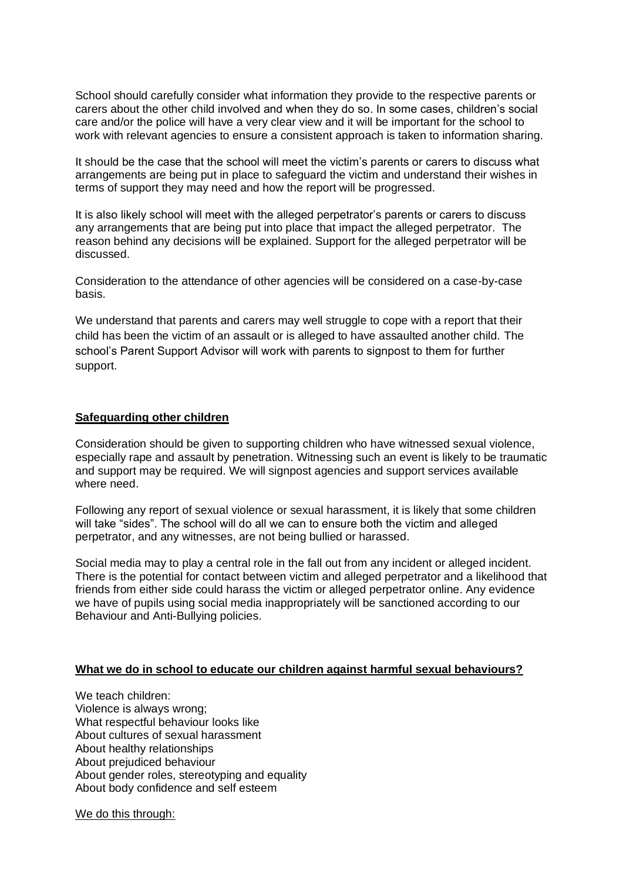School should carefully consider what information they provide to the respective parents or carers about the other child involved and when they do so. In some cases, children's social care and/or the police will have a very clear view and it will be important for the school to work with relevant agencies to ensure a consistent approach is taken to information sharing.

It should be the case that the school will meet the victim's parents or carers to discuss what arrangements are being put in place to safeguard the victim and understand their wishes in terms of support they may need and how the report will be progressed.

It is also likely school will meet with the alleged perpetrator's parents or carers to discuss any arrangements that are being put into place that impact the alleged perpetrator. The reason behind any decisions will be explained. Support for the alleged perpetrator will be discussed.

Consideration to the attendance of other agencies will be considered on a case-by-case basis.

We understand that parents and carers may well struggle to cope with a report that their child has been the victim of an assault or is alleged to have assaulted another child. The school's Parent Support Advisor will work with parents to signpost to them for further support.

## Safeguarding other children

Consideration should be given to supporting children who have witnessed sexual violence, especially rape and assault by penetration. Witnessing such an event is likely to be traumatic and support may be required. We will signpost agencies and support services available where need.

Following any report of sexual violence or sexual harassment, it is likely that some children will take "sides". The school will do all we can to ensure both the victim and alleged perpetrator, and any witnesses, are not being bullied or harassed.

Social media may to play a central role in the fall out from any incident or alleged incident. There is the potential for contact between victim and alleged perpetrator and a likelihood that friends from either side could harass the victim or alleged perpetrator online. Any evidence we have of pupils using social media inappropriately will be sanctioned according to our Behaviour and Anti-Bullying policies.

## What we do in school to educate our children against harmful sexual behaviours?

We teach children:
Violence is always wrong;
What respectful behaviour looks like
About cultures of sexual harassment
About healthy relationships
About prejudiced behaviour
About gender roles, stereotyping and equality
About body confidence and self esteem

We do this through: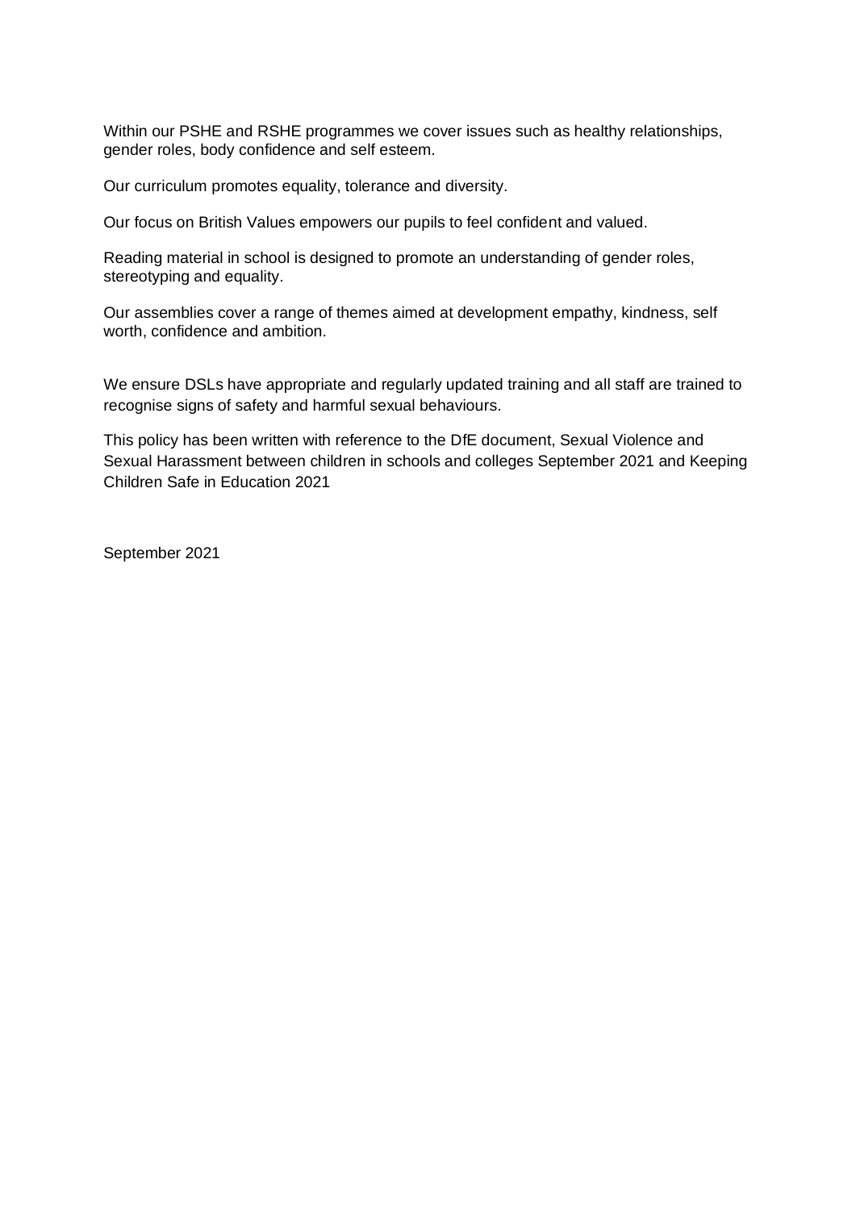Within our PSHE and RSHE programmes we cover issues such as healthy relationships, gender roles, body confidence and self esteem.

Our curriculum promotes equality, tolerance and diversity.

Our focus on British Values empowers our pupils to feel confident and valued.

Reading material in school is designed to promote an understanding of gender roles, stereotyping and equality.

Our assemblies cover a range of themes aimed at development empathy, kindness, self worth, confidence and ambition.

We ensure DSLs have appropriate and regularly updated training and all staff are trained to recognise signs of safety and harmful sexual behaviours.

This policy has been written with reference to the DfE document, Sexual Violence and Sexual Harassment between children in schools and colleges September 2021 and Keeping Children Safe in Education 2021

September 2021